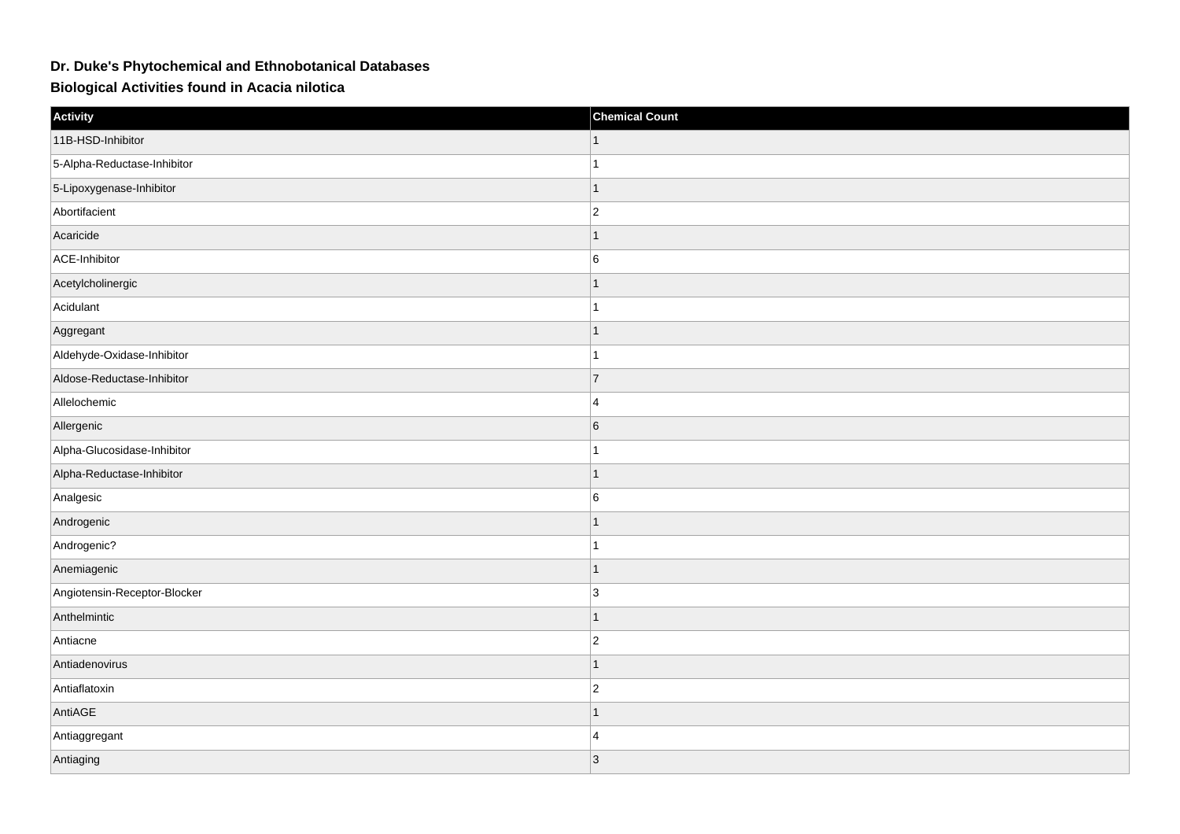## Dr. Duke's Phytochemical and Ethnobotanical Databases

### Biological Activities found in Acacia nilotica

| Activity | Chemical Count |
| --- | --- |
| 11B-HSD-Inhibitor | 1 |
| 5-Alpha-Reductase-Inhibitor | 1 |
| 5-Lipoxygenase-Inhibitor | 1 |
| Abortifacient | 2 |
| Acaricide | 1 |
| ACE-Inhibitor | 6 |
| Acetylcholinergic | 1 |
| Acidulant | 1 |
| Aggregant | 1 |
| Aldehyde-Oxidase-Inhibitor | 1 |
| Aldose-Reductase-Inhibitor | 7 |
| Allelochemic | 4 |
| Allergenic | 6 |
| Alpha-Glucosidase-Inhibitor | 1 |
| Alpha-Reductase-Inhibitor | 1 |
| Analgesic | 6 |
| Androgenic | 1 |
| Androgenic? | 1 |
| Anemiagenic | 1 |
| Angiotensin-Receptor-Blocker | 3 |
| Anthelmintic | 1 |
| Antiacne | 2 |
| Antiadenovirus | 1 |
| Antiaflatoxin | 2 |
| AntiAGE | 1 |
| Antiaggregant | 4 |
| Antiaging | 3 |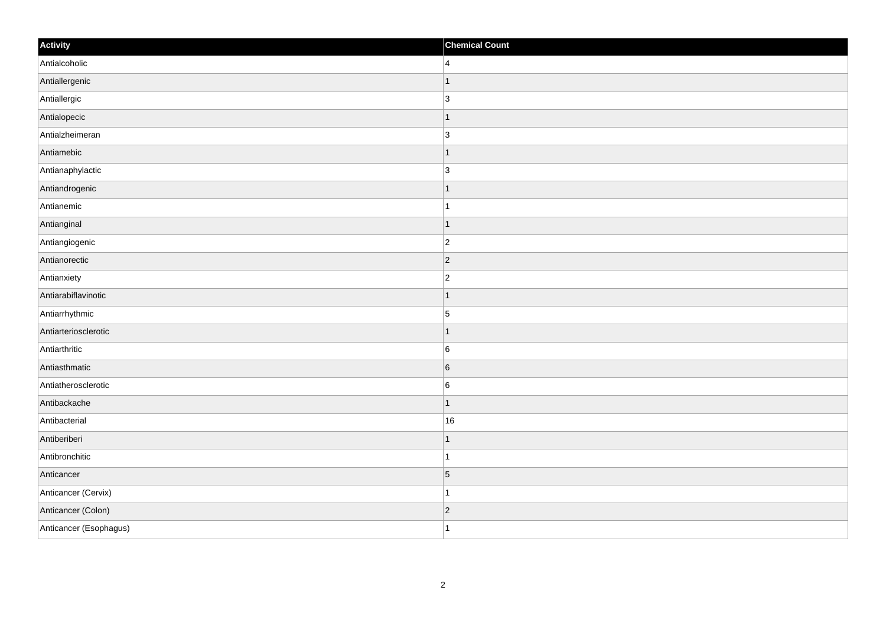| Activity | Chemical Count |
| --- | --- |
| Antialcoholic | 4 |
| Antiallergenic | 1 |
| Antiallergic | 3 |
| Antialopecic | 1 |
| Antialzheimeran | 3 |
| Antiamebic | 1 |
| Antianaphylactic | 3 |
| Antiandrogenic | 1 |
| Antianemic | 1 |
| Antianginal | 1 |
| Antiangiogenic | 2 |
| Antianorectic | 2 |
| Antianxiety | 2 |
| Antiarabiflavinotic | 1 |
| Antiarrhythmic | 5 |
| Antiarteriosclerotic | 1 |
| Antiarthritic | 6 |
| Antiasthmatic | 6 |
| Antiatherosclerotic | 6 |
| Antibackache | 1 |
| Antibacterial | 16 |
| Antiberiberi | 1 |
| Antibronchitic | 1 |
| Anticancer | 5 |
| Anticancer (Cervix) | 1 |
| Anticancer (Colon) | 2 |
| Anticancer (Esophagus) | 1 |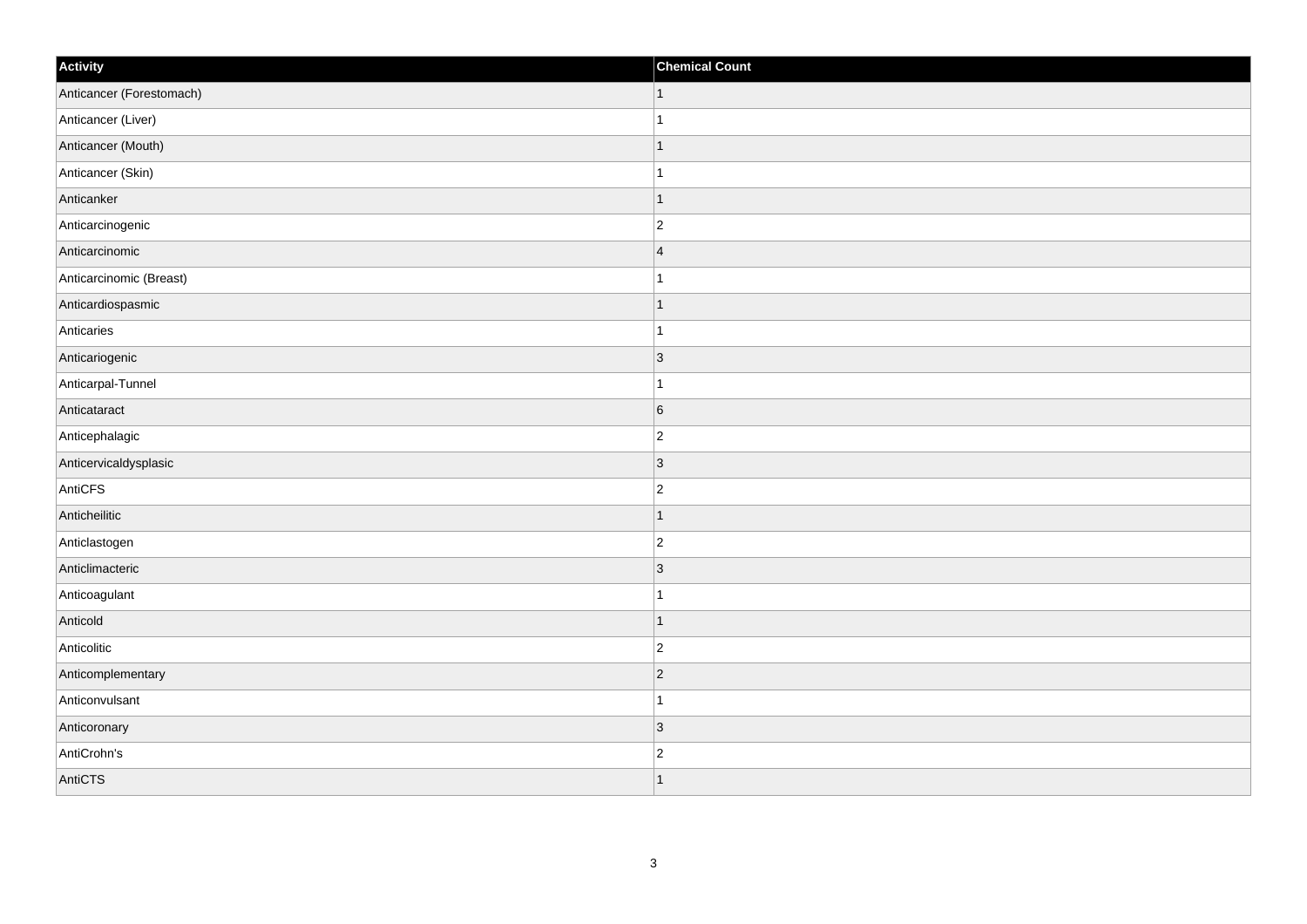| Activity | Chemical Count |
| --- | --- |
| Anticancer (Forestomach) | 1 |
| Anticancer (Liver) | 1 |
| Anticancer (Mouth) | 1 |
| Anticancer (Skin) | 1 |
| Anticanker | 1 |
| Anticarcinogenic | 2 |
| Anticarcinomic | 4 |
| Anticarcinomic (Breast) | 1 |
| Anticardiospasmic | 1 |
| Anticaries | 1 |
| Anticariogenic | 3 |
| Anticarpal-Tunnel | 1 |
| Anticataract | 6 |
| Anticephalagic | 2 |
| Anticervicaldysplasic | 3 |
| AntiCFS | 2 |
| Anticheilitic | 1 |
| Anticlastogen | 2 |
| Anticlimacteric | 3 |
| Anticoagulant | 1 |
| Anticold | 1 |
| Anticolitic | 2 |
| Anticomplementary | 2 |
| Anticonvulsant | 1 |
| Anticoronary | 3 |
| AntiCrohn's | 2 |
| AntiCTS | 1 |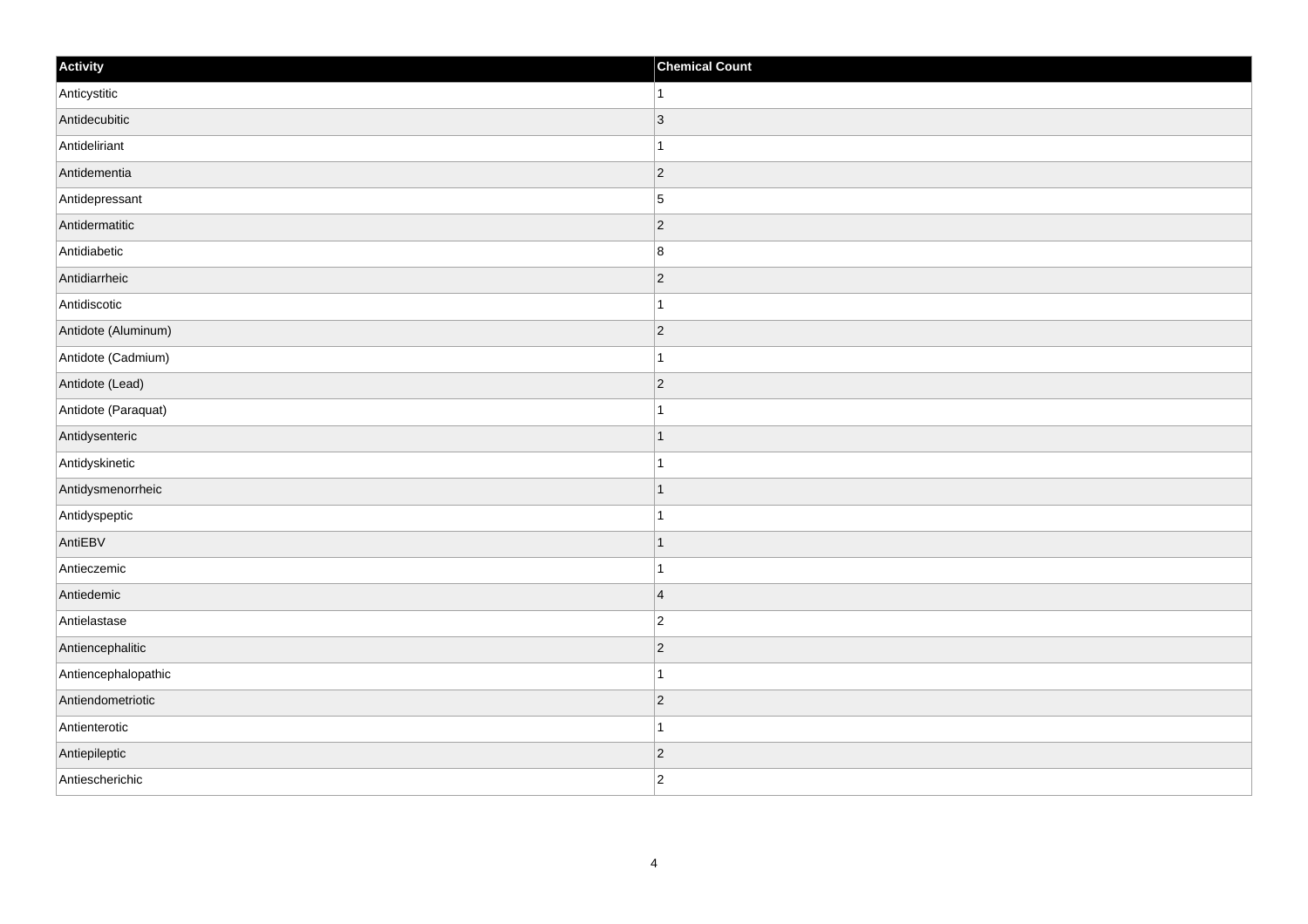| Activity | Chemical Count |
| --- | --- |
| Anticystitic | 1 |
| Antidecubitic | 3 |
| Antideliriant | 1 |
| Antidementia | 2 |
| Antidepressant | 5 |
| Antidermatitic | 2 |
| Antidiabetic | 8 |
| Antidiarrheic | 2 |
| Antidiscotic | 1 |
| Antidote (Aluminum) | 2 |
| Antidote (Cadmium) | 1 |
| Antidote (Lead) | 2 |
| Antidote (Paraquat) | 1 |
| Antidysenteric | 1 |
| Antidyskinetic | 1 |
| Antidysmenorrheic | 1 |
| Antidyspeptic | 1 |
| AntiEBV | 1 |
| Antieczemic | 1 |
| Antiedemic | 4 |
| Antielastase | 2 |
| Antiencephalitic | 2 |
| Antiencephalopathic | 1 |
| Antiendometriotic | 2 |
| Antienterotic | 1 |
| Antiepileptic | 2 |
| Antiescherichic | 2 |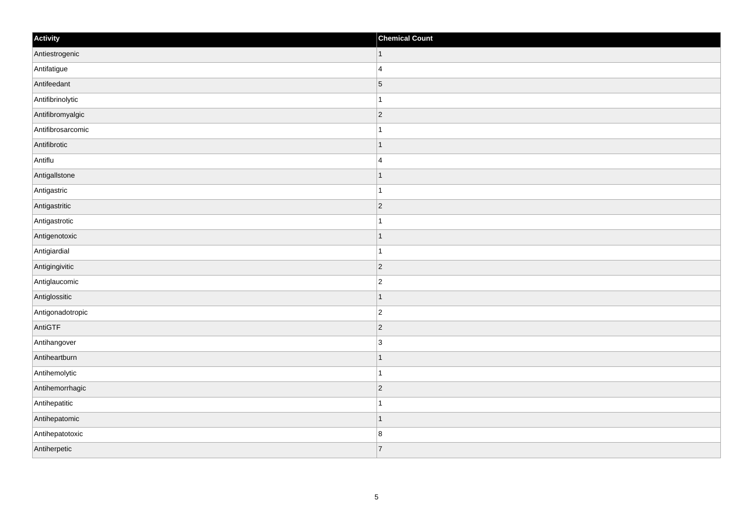| Activity | Chemical Count |
| --- | --- |
| Antiestrogenic | 1 |
| Antifatigue | 4 |
| Antifeedant | 5 |
| Antifibrinolytic | 1 |
| Antifibromyalgic | 2 |
| Antifibrosarcomic | 1 |
| Antifibrotic | 1 |
| Antiflu | 4 |
| Antigallstone | 1 |
| Antigastric | 1 |
| Antigastritic | 2 |
| Antigastrotic | 1 |
| Antigenotoxic | 1 |
| Antigiardial | 1 |
| Antigingivitic | 2 |
| Antiglaucomic | 2 |
| Antiglossitic | 1 |
| Antigonadotropic | 2 |
| AntiGTF | 2 |
| Antihangover | 3 |
| Antiheartburn | 1 |
| Antihemolytic | 1 |
| Antihemorrhagic | 2 |
| Antihepatitic | 1 |
| Antihepatomic | 1 |
| Antihepatotoxic | 8 |
| Antiherpetic | 7 |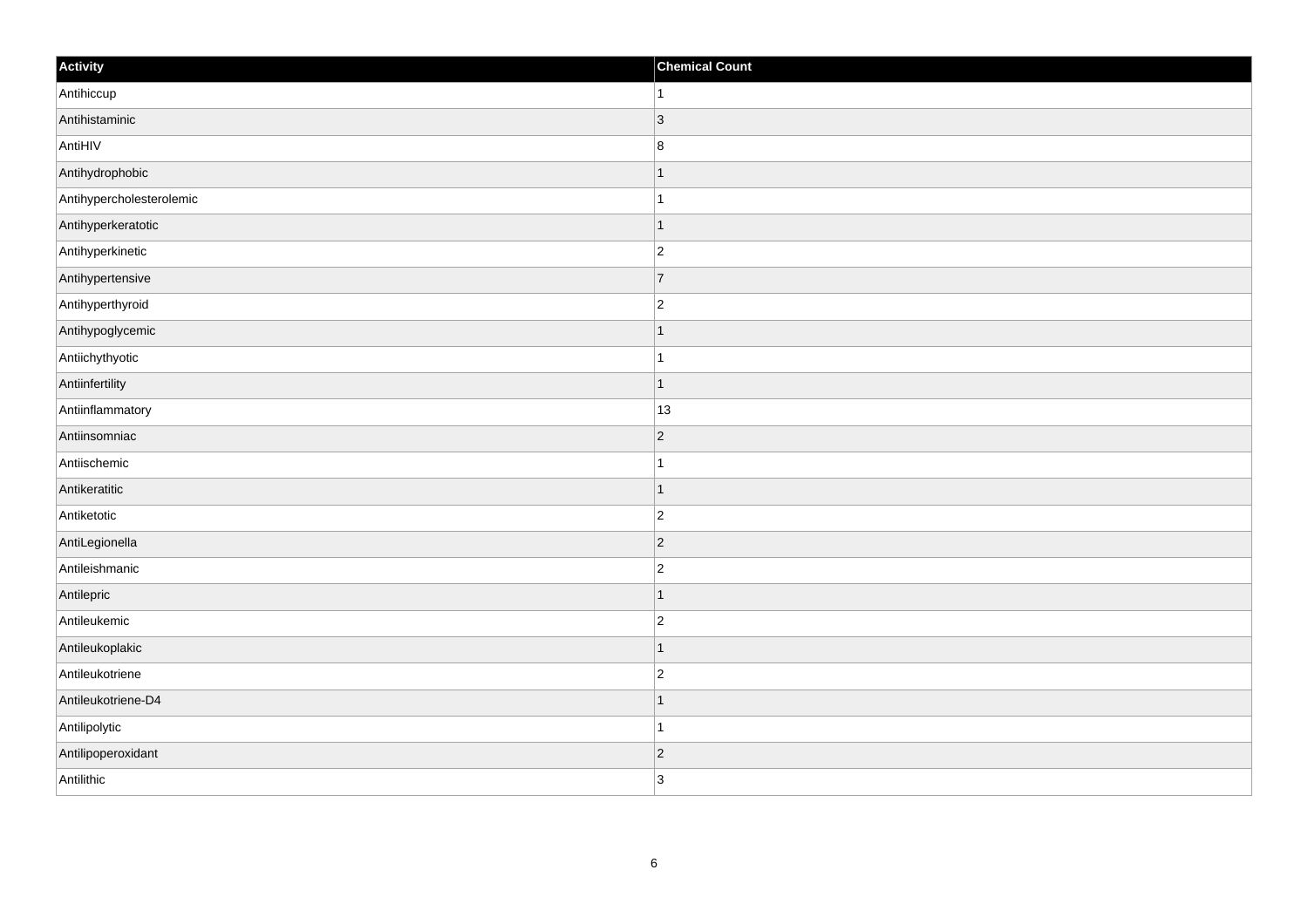| Activity | Chemical Count |
| --- | --- |
| Antihiccup | 1 |
| Antihistaminic | 3 |
| AntiHIV | 8 |
| Antihydrophobic | 1 |
| Antihypercholesterolemic | 1 |
| Antihyperkeratotic | 1 |
| Antihyperkinetic | 2 |
| Antihypertensive | 7 |
| Antihyperthyroid | 2 |
| Antihypoglycemic | 1 |
| Antiichythyotic | 1 |
| Antiinfertility | 1 |
| Antiinflammatory | 13 |
| Antiinsomniac | 2 |
| Antiischemic | 1 |
| Antikeratitic | 1 |
| Antiketotic | 2 |
| AntiLegionella | 2 |
| Antileishmanic | 2 |
| Antilepric | 1 |
| Antileukemic | 2 |
| Antileukoplakic | 1 |
| Antileukotriene | 2 |
| Antileukotriene-D4 | 1 |
| Antilipolytic | 1 |
| Antilipoperoxidant | 2 |
| Antilithic | 3 |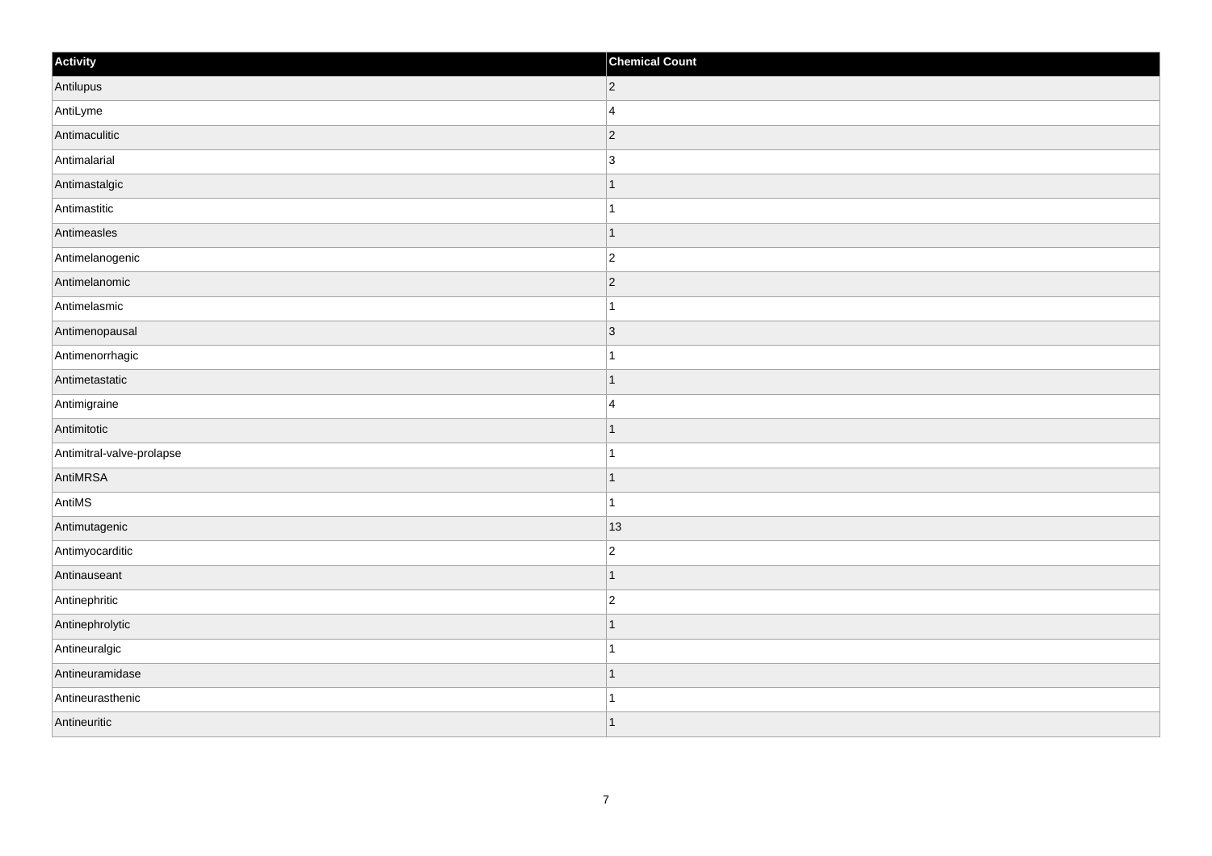| Activity | Chemical Count |
| --- | --- |
| Antilupus | 2 |
| AntiLyme | 4 |
| Antimaculitic | 2 |
| Antimalarial | 3 |
| Antimastalgic | 1 |
| Antimastitic | 1 |
| Antimeasles | 1 |
| Antimelanogenic | 2 |
| Antimelanomic | 2 |
| Antimelasmic | 1 |
| Antimenopausal | 3 |
| Antimenorrhagic | 1 |
| Antimetastatic | 1 |
| Antimigraine | 4 |
| Antimitotic | 1 |
| Antimitral-valve-prolapse | 1 |
| AntiMRSA | 1 |
| AntiMS | 1 |
| Antimutagenic | 13 |
| Antimyocarditic | 2 |
| Antinauseant | 1 |
| Antinephritic | 2 |
| Antinephrolytic | 1 |
| Antineuralgic | 1 |
| Antineuramidase | 1 |
| Antineurasthenic | 1 |
| Antineuritic | 1 |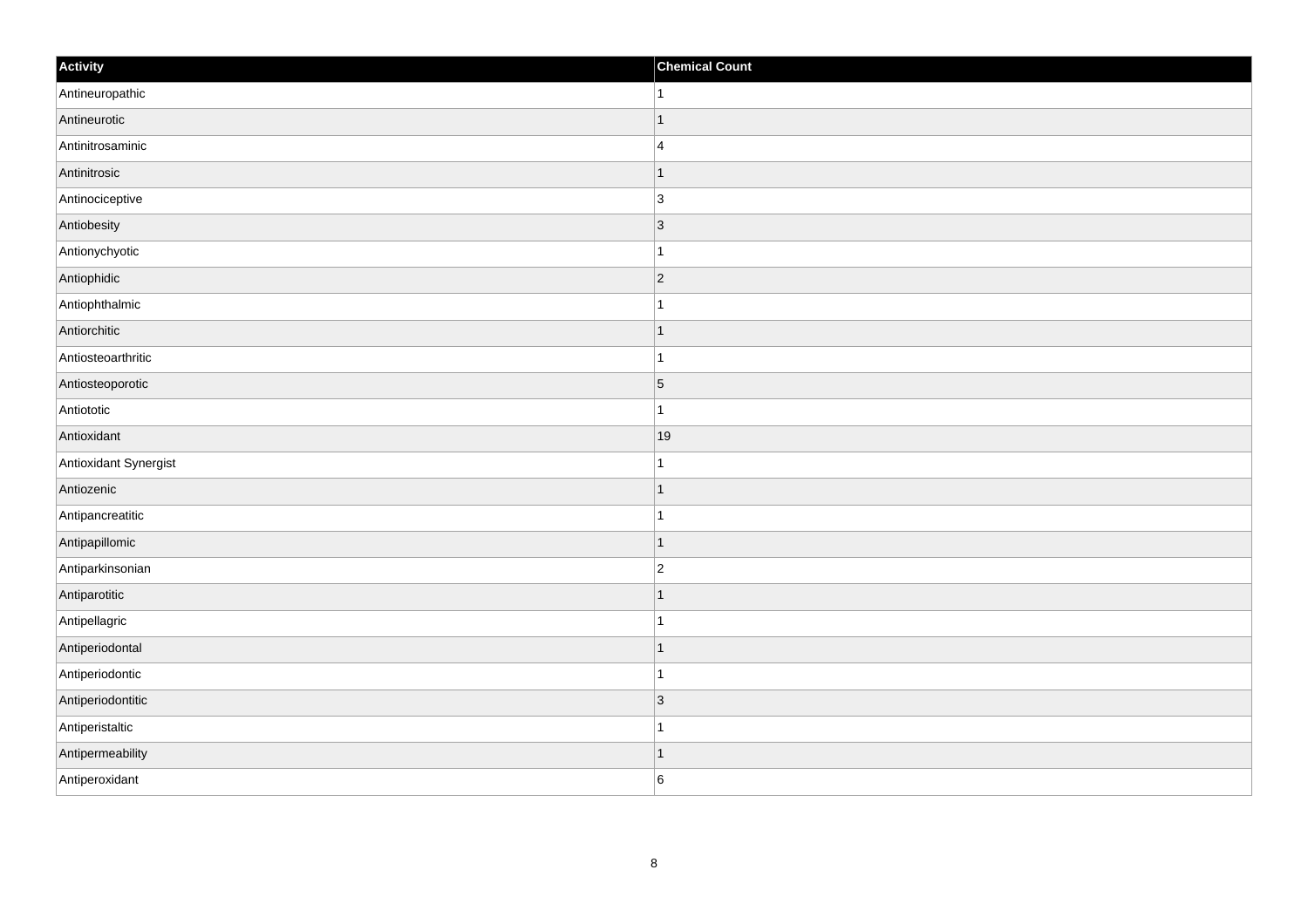| Activity | Chemical Count |
| --- | --- |
| Antineuropathic | 1 |
| Antineurotic | 1 |
| Antinitrosaminic | 4 |
| Antinitrosic | 1 |
| Antinociceptive | 3 |
| Antiobesity | 3 |
| Antionychyotic | 1 |
| Antiophidic | 2 |
| Antiophthalmic | 1 |
| Antiorchitic | 1 |
| Antiosteoarthritic | 1 |
| Antiosteoporotic | 5 |
| Antiototic | 1 |
| Antioxidant | 19 |
| Antioxidant Synergist | 1 |
| Antiozenic | 1 |
| Antipancreatitic | 1 |
| Antipapillomic | 1 |
| Antiparkinsonian | 2 |
| Antiparotitic | 1 |
| Antipellagric | 1 |
| Antiperiodontal | 1 |
| Antiperiodontic | 1 |
| Antiperiodontitic | 3 |
| Antiperistaltic | 1 |
| Antipermeability | 1 |
| Antiperoxidant | 6 |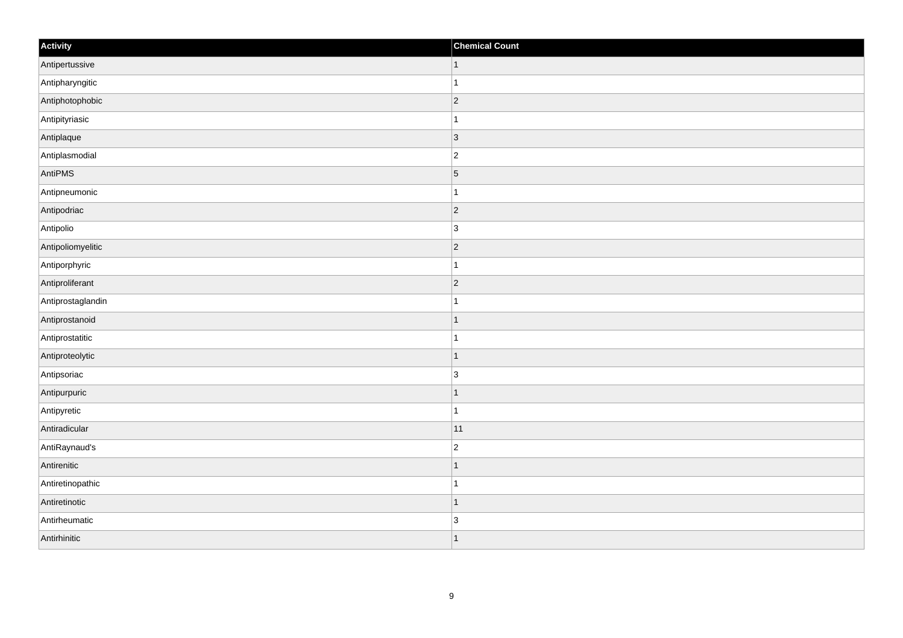| Activity | Chemical Count |
| --- | --- |
| Antipertussive | 1 |
| Antipharyngitic | 1 |
| Antiphotophobic | 2 |
| Antipityriasic | 1 |
| Antiplaque | 3 |
| Antiplasmodial | 2 |
| AntiPMS | 5 |
| Antipneumonic | 1 |
| Antipodriac | 2 |
| Antipolio | 3 |
| Antipoliomyelitic | 2 |
| Antiporphyric | 1 |
| Antiproliferant | 2 |
| Antiprostaglandin | 1 |
| Antiprostanoid | 1 |
| Antiprostatitic | 1 |
| Antiproteolytic | 1 |
| Antipsoriac | 3 |
| Antipurpuric | 1 |
| Antipyretic | 1 |
| Antiradicular | 11 |
| AntiRaynaud's | 2 |
| Antirenitic | 1 |
| Antiretinopathic | 1 |
| Antiretinotic | 1 |
| Antirheumatic | 3 |
| Antirhinitic | 1 |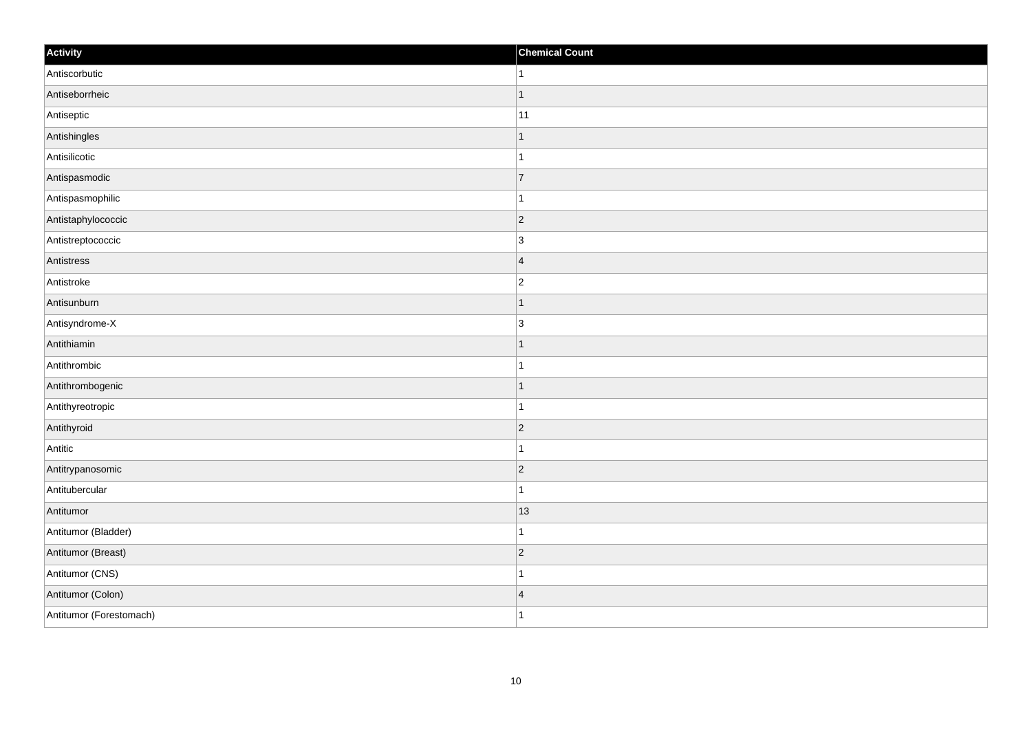| Activity | Chemical Count |
| --- | --- |
| Antiscorbutic | 1 |
| Antiseborrheic | 1 |
| Antiseptic | 11 |
| Antishingles | 1 |
| Antisilicotic | 1 |
| Antispasmodic | 7 |
| Antispasmophilic | 1 |
| Antistaphylococcic | 2 |
| Antistreptococcic | 3 |
| Antistress | 4 |
| Antistroke | 2 |
| Antisunburn | 1 |
| Antisyndrome-X | 3 |
| Antithiamin | 1 |
| Antithrombic | 1 |
| Antithrombogenic | 1 |
| Antithyreotropic | 1 |
| Antithyroid | 2 |
| Antitic | 1 |
| Antitrypanosomic | 2 |
| Antitubercular | 1 |
| Antitumor | 13 |
| Antitumor (Bladder) | 1 |
| Antitumor (Breast) | 2 |
| Antitumor (CNS) | 1 |
| Antitumor (Colon) | 4 |
| Antitumor (Forestomach) | 1 |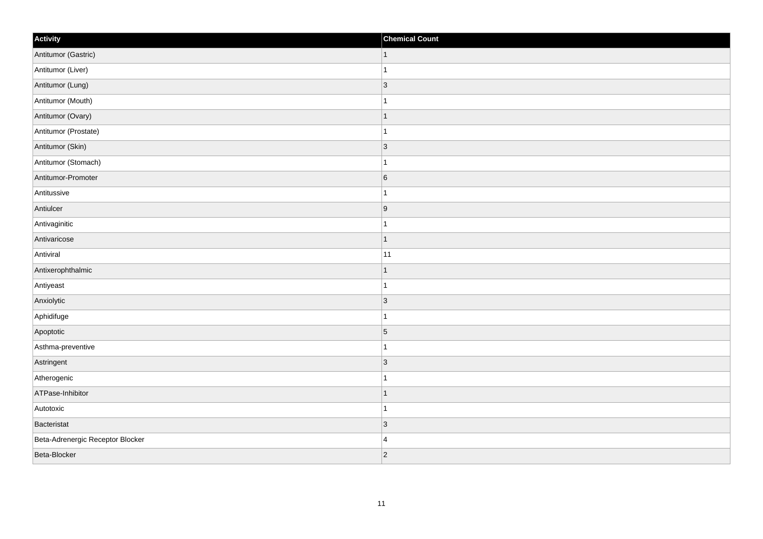| Activity | Chemical Count |
| --- | --- |
| Antitumor (Gastric) | 1 |
| Antitumor (Liver) | 1 |
| Antitumor (Lung) | 3 |
| Antitumor (Mouth) | 1 |
| Antitumor (Ovary) | 1 |
| Antitumor (Prostate) | 1 |
| Antitumor (Skin) | 3 |
| Antitumor (Stomach) | 1 |
| Antitumor-Promoter | 6 |
| Antitussive | 1 |
| Antiulcer | 9 |
| Antivaginitic | 1 |
| Antivaricose | 1 |
| Antiviral | 11 |
| Antixerophthalmic | 1 |
| Antiyeast | 1 |
| Anxiolytic | 3 |
| Aphidifuge | 1 |
| Apoptotic | 5 |
| Asthma-preventive | 1 |
| Astringent | 3 |
| Atherogenic | 1 |
| ATPase-Inhibitor | 1 |
| Autotoxic | 1 |
| Bacteristat | 3 |
| Beta-Adrenergic Receptor Blocker | 4 |
| Beta-Blocker | 2 |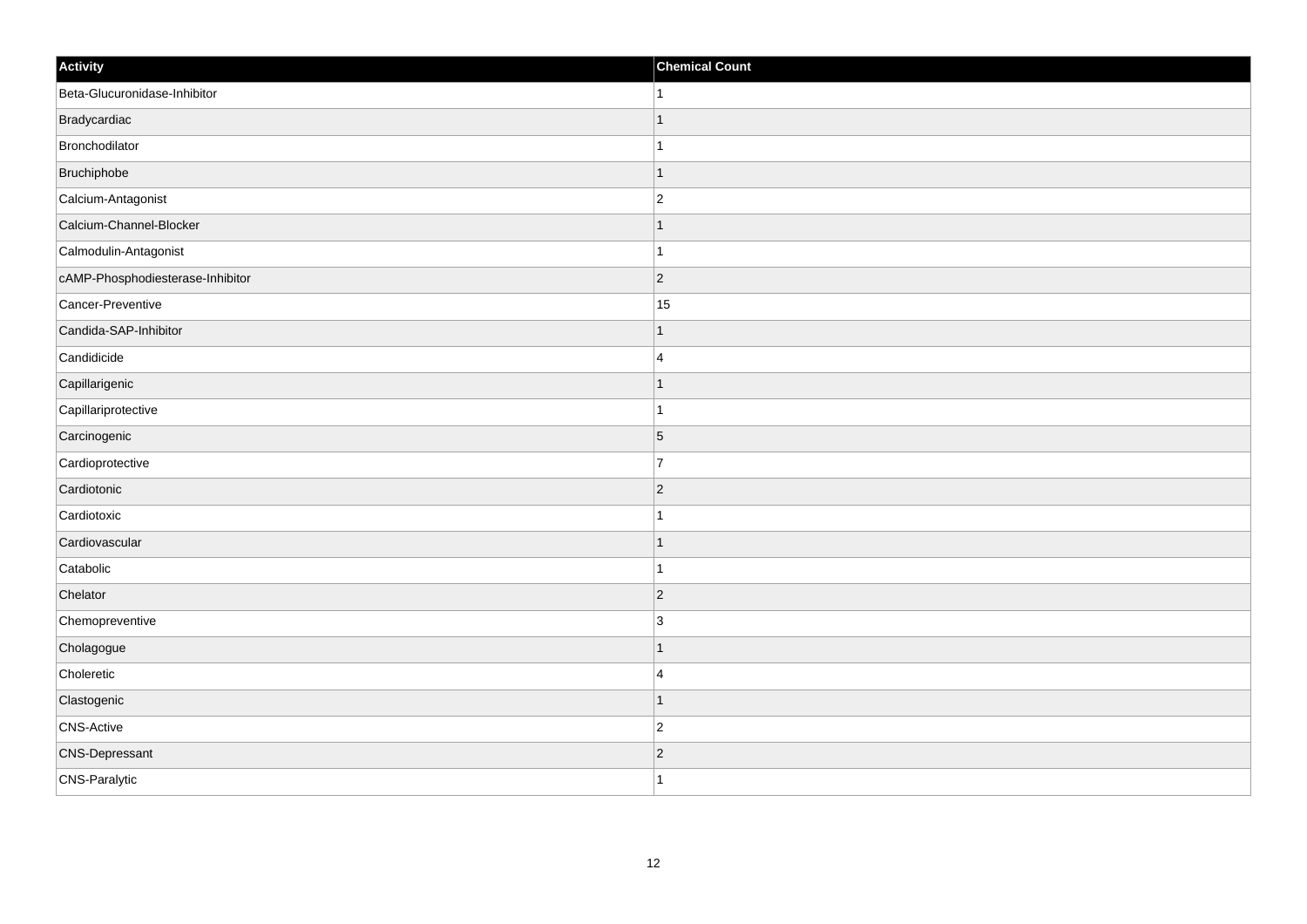| Activity | Chemical Count |
| --- | --- |
| Beta-Glucuronidase-Inhibitor | 1 |
| Bradycardiac | 1 |
| Bronchodilator | 1 |
| Bruchiphobe | 1 |
| Calcium-Antagonist | 2 |
| Calcium-Channel-Blocker | 1 |
| Calmodulin-Antagonist | 1 |
| cAMP-Phosphodiesterase-Inhibitor | 2 |
| Cancer-Preventive | 15 |
| Candida-SAP-Inhibitor | 1 |
| Candidicide | 4 |
| Capillarigenic | 1 |
| Capillariprotective | 1 |
| Carcinogenic | 5 |
| Cardioprotective | 7 |
| Cardiotonic | 2 |
| Cardiotoxic | 1 |
| Cardiovascular | 1 |
| Catabolic | 1 |
| Chelator | 2 |
| Chemopreventive | 3 |
| Cholagogue | 1 |
| Choleretic | 4 |
| Clastogenic | 1 |
| CNS-Active | 2 |
| CNS-Depressant | 2 |
| CNS-Paralytic | 1 |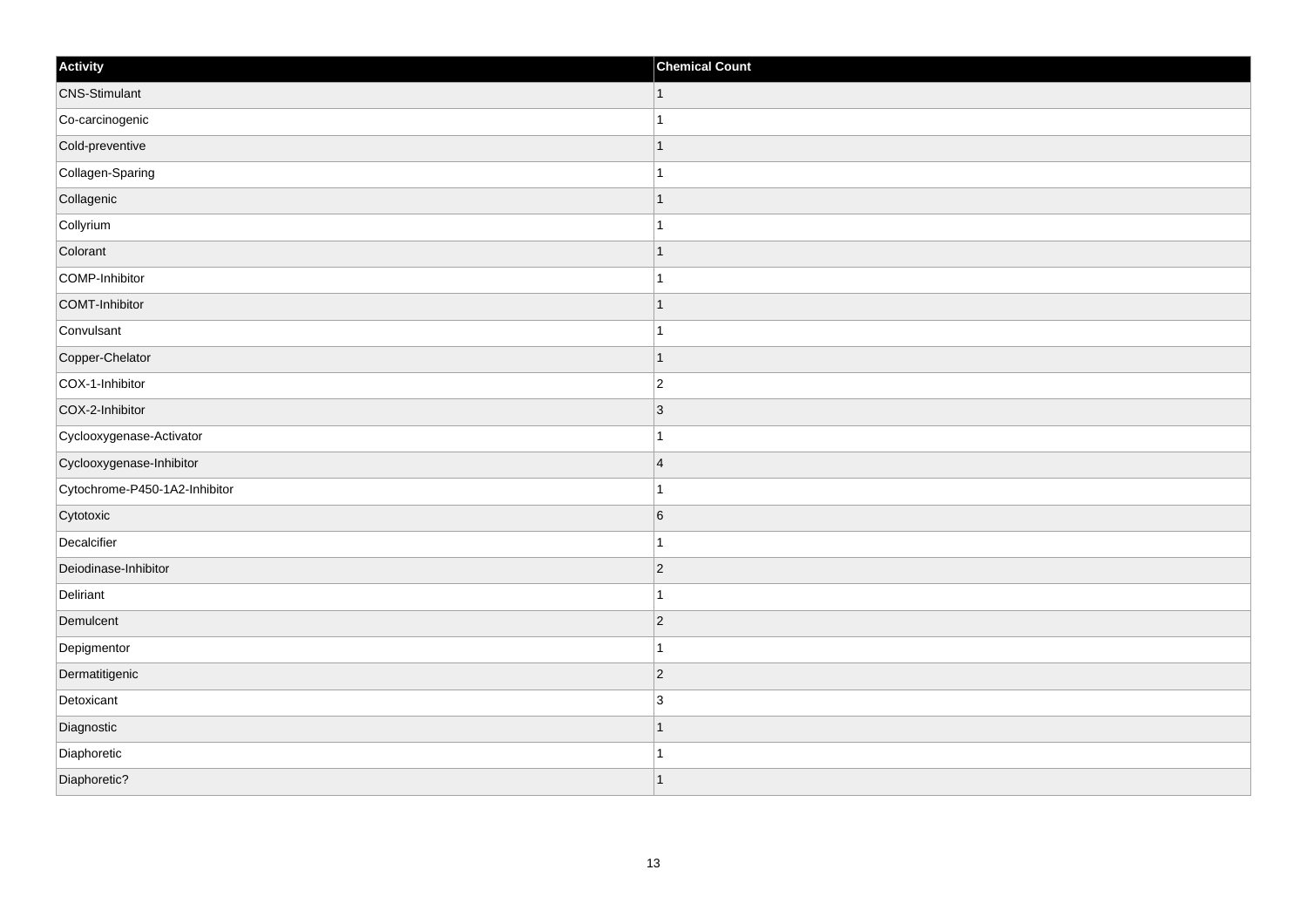| Activity | Chemical Count |
| --- | --- |
| CNS-Stimulant | 1 |
| Co-carcinogenic | 1 |
| Cold-preventive | 1 |
| Collagen-Sparing | 1 |
| Collagenic | 1 |
| Collyrium | 1 |
| Colorant | 1 |
| COMP-Inhibitor | 1 |
| COMT-Inhibitor | 1 |
| Convulsant | 1 |
| Copper-Chelator | 1 |
| COX-1-Inhibitor | 2 |
| COX-2-Inhibitor | 3 |
| Cyclooxygenase-Activator | 1 |
| Cyclooxygenase-Inhibitor | 4 |
| Cytochrome-P450-1A2-Inhibitor | 1 |
| Cytotoxic | 6 |
| Decalcifier | 1 |
| Deiodinase-Inhibitor | 2 |
| Deliriant | 1 |
| Demulcent | 2 |
| Depigmentor | 1 |
| Dermatitigenic | 2 |
| Detoxicant | 3 |
| Diagnostic | 1 |
| Diaphoretic | 1 |
| Diaphoretic? | 1 |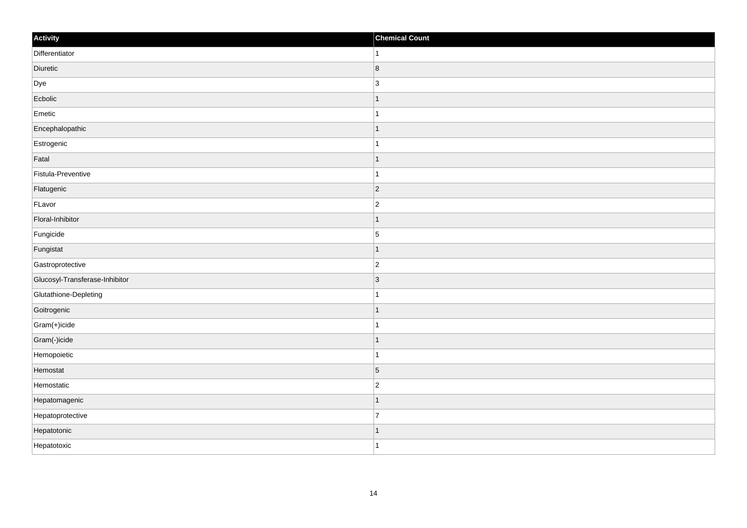| Activity | Chemical Count |
| --- | --- |
| Differentiator | 1 |
| Diuretic | 8 |
| Dye | 3 |
| Ecbolic | 1 |
| Emetic | 1 |
| Encephalopathic | 1 |
| Estrogenic | 1 |
| Fatal | 1 |
| Fistula-Preventive | 1 |
| Flatugenic | 2 |
| FLavor | 2 |
| Floral-Inhibitor | 1 |
| Fungicide | 5 |
| Fungistat | 1 |
| Gastroprotective | 2 |
| Glucosyl-Transferase-Inhibitor | 3 |
| Glutathione-Depleting | 1 |
| Goitrogenic | 1 |
| Gram(+)icide | 1 |
| Gram(-)icide | 1 |
| Hemopoietic | 1 |
| Hemostat | 5 |
| Hemostatic | 2 |
| Hepatomagenic | 1 |
| Hepatoprotective | 7 |
| Hepatotonic | 1 |
| Hepatotoxic | 1 |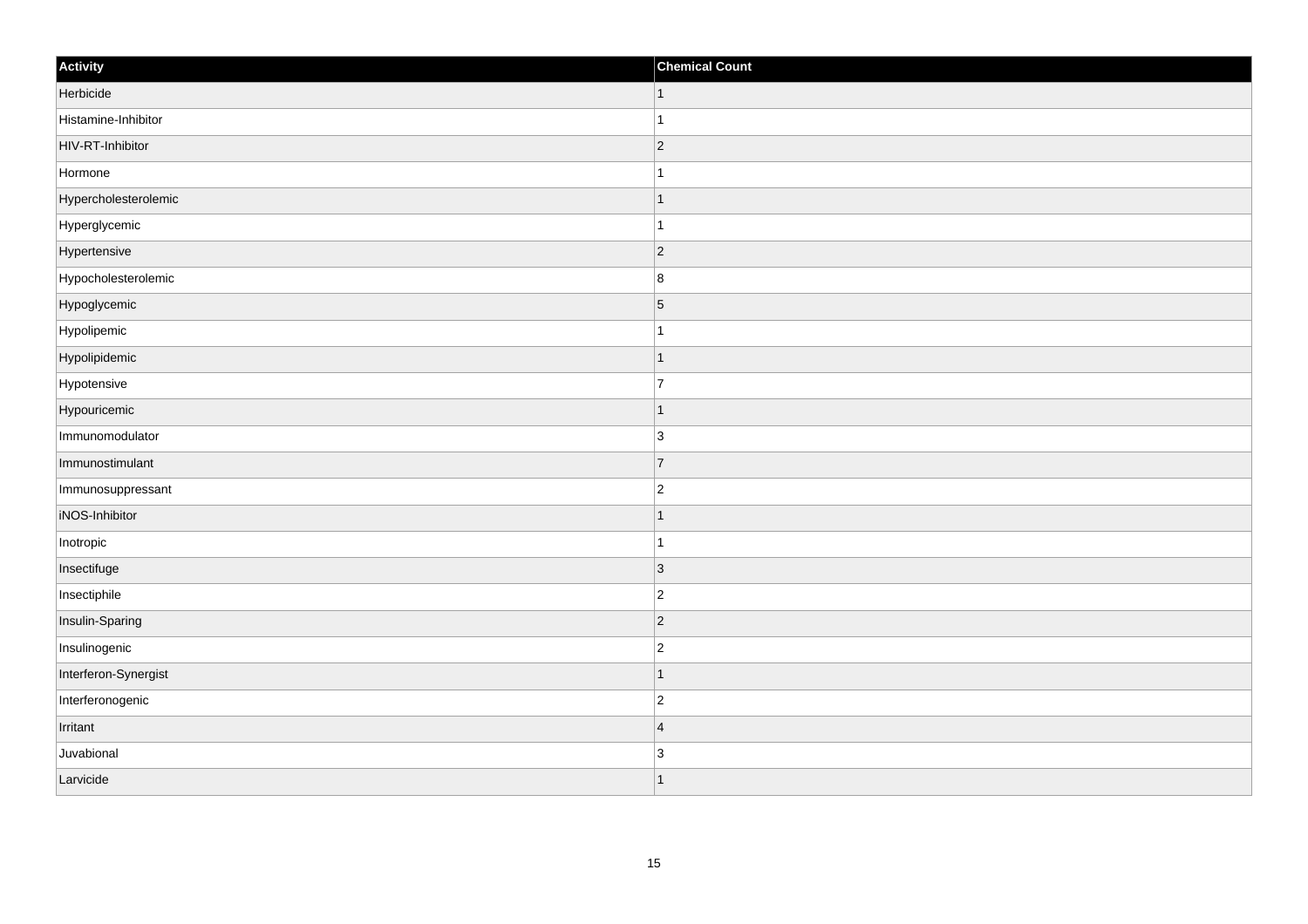| Activity | Chemical Count |
| --- | --- |
| Herbicide | 1 |
| Histamine-Inhibitor | 1 |
| HIV-RT-Inhibitor | 2 |
| Hormone | 1 |
| Hypercholesterolemic | 1 |
| Hyperglycemic | 1 |
| Hypertensive | 2 |
| Hypocholesterolemic | 8 |
| Hypoglycemic | 5 |
| Hypolipemic | 1 |
| Hypolipidemic | 1 |
| Hypotensive | 7 |
| Hypouricemic | 1 |
| Immunomodulator | 3 |
| Immunostimulant | 7 |
| Immunosuppressant | 2 |
| iNOS-Inhibitor | 1 |
| Inotropic | 1 |
| Insectifuge | 3 |
| Insectiphile | 2 |
| Insulin-Sparing | 2 |
| Insulinogenic | 2 |
| Interferon-Synergist | 1 |
| Interferonogenic | 2 |
| Irritant | 4 |
| Juvabional | 3 |
| Larvicide | 1 |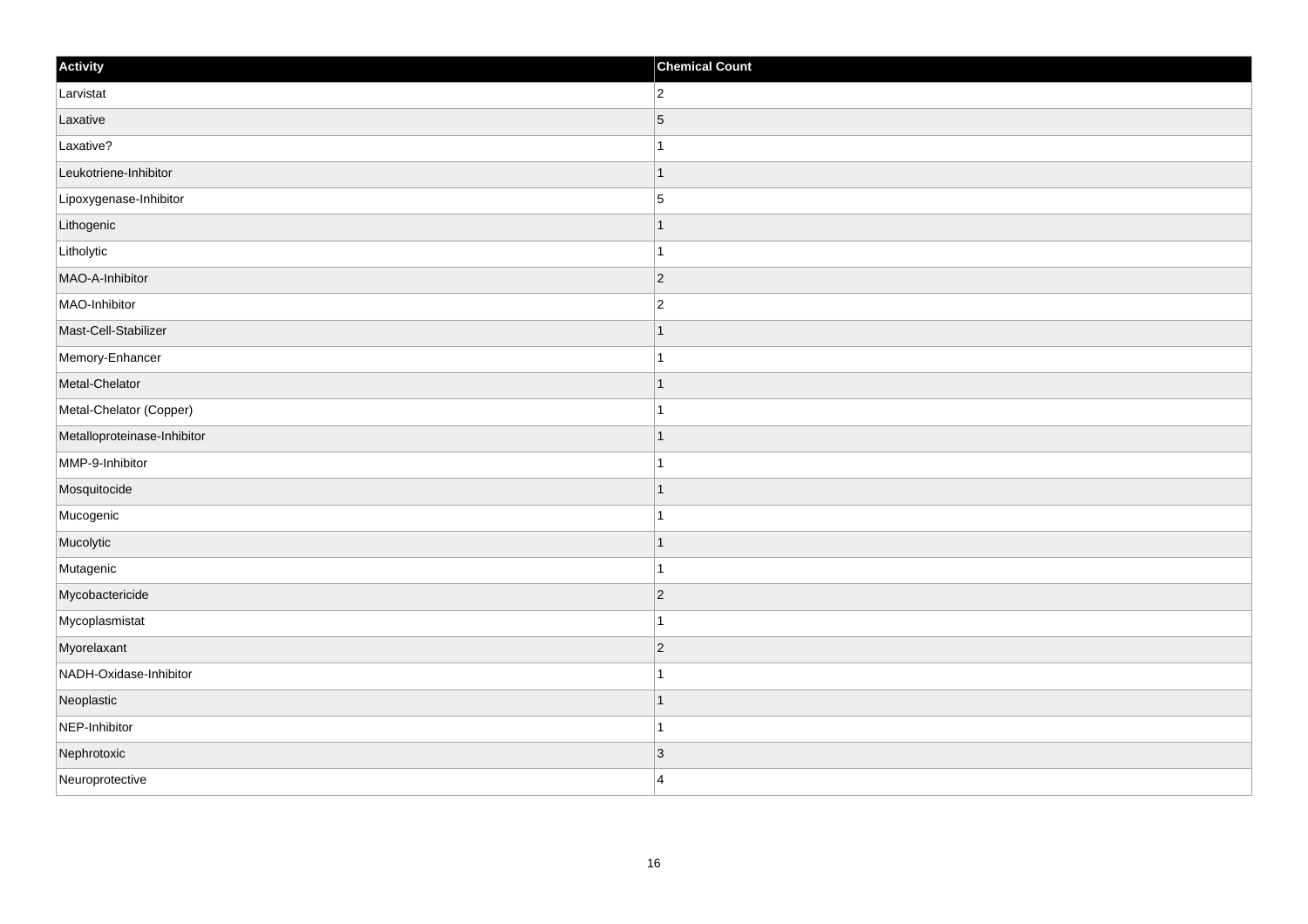| Activity | Chemical Count |
| --- | --- |
| Larvistat | 2 |
| Laxative | 5 |
| Laxative? | 1 |
| Leukotriene-Inhibitor | 1 |
| Lipoxygenase-Inhibitor | 5 |
| Lithogenic | 1 |
| Litholytic | 1 |
| MAO-A-Inhibitor | 2 |
| MAO-Inhibitor | 2 |
| Mast-Cell-Stabilizer | 1 |
| Memory-Enhancer | 1 |
| Metal-Chelator | 1 |
| Metal-Chelator (Copper) | 1 |
| Metalloproteinase-Inhibitor | 1 |
| MMP-9-Inhibitor | 1 |
| Mosquitocide | 1 |
| Mucogenic | 1 |
| Mucolytic | 1 |
| Mutagenic | 1 |
| Mycobactericide | 2 |
| Mycoplasmistat | 1 |
| Myorelaxant | 2 |
| NADH-Oxidase-Inhibitor | 1 |
| Neoplastic | 1 |
| NEP-Inhibitor | 1 |
| Nephrotoxic | 3 |
| Neuroprotective | 4 |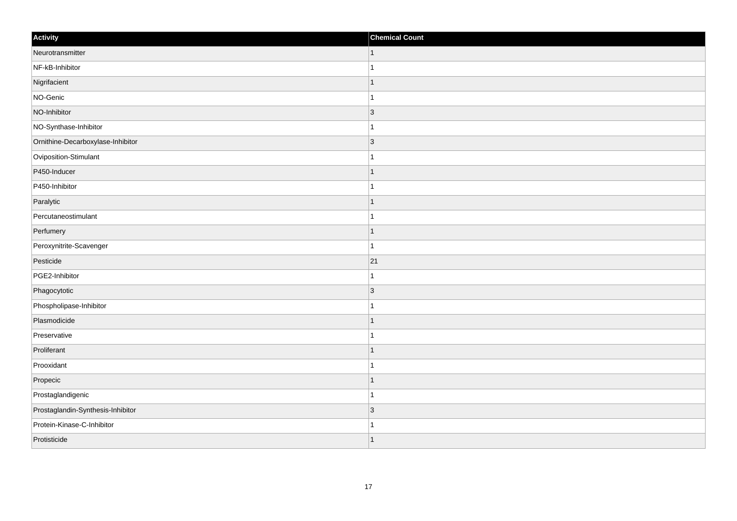| Activity | Chemical Count |
| --- | --- |
| Neurotransmitter | 1 |
| NF-kB-Inhibitor | 1 |
| Nigrifacient | 1 |
| NO-Genic | 1 |
| NO-Inhibitor | 3 |
| NO-Synthase-Inhibitor | 1 |
| Ornithine-Decarboxylase-Inhibitor | 3 |
| Oviposition-Stimulant | 1 |
| P450-Inducer | 1 |
| P450-Inhibitor | 1 |
| Paralytic | 1 |
| Percutaneostimulant | 1 |
| Perfumery | 1 |
| Peroxynitrite-Scavenger | 1 |
| Pesticide | 21 |
| PGE2-Inhibitor | 1 |
| Phagocytotic | 3 |
| Phospholipase-Inhibitor | 1 |
| Plasmodicide | 1 |
| Preservative | 1 |
| Proliferant | 1 |
| Prooxidant | 1 |
| Propecic | 1 |
| Prostaglandigenic | 1 |
| Prostaglandin-Synthesis-Inhibitor | 3 |
| Protein-Kinase-C-Inhibitor | 1 |
| Protisticide | 1 |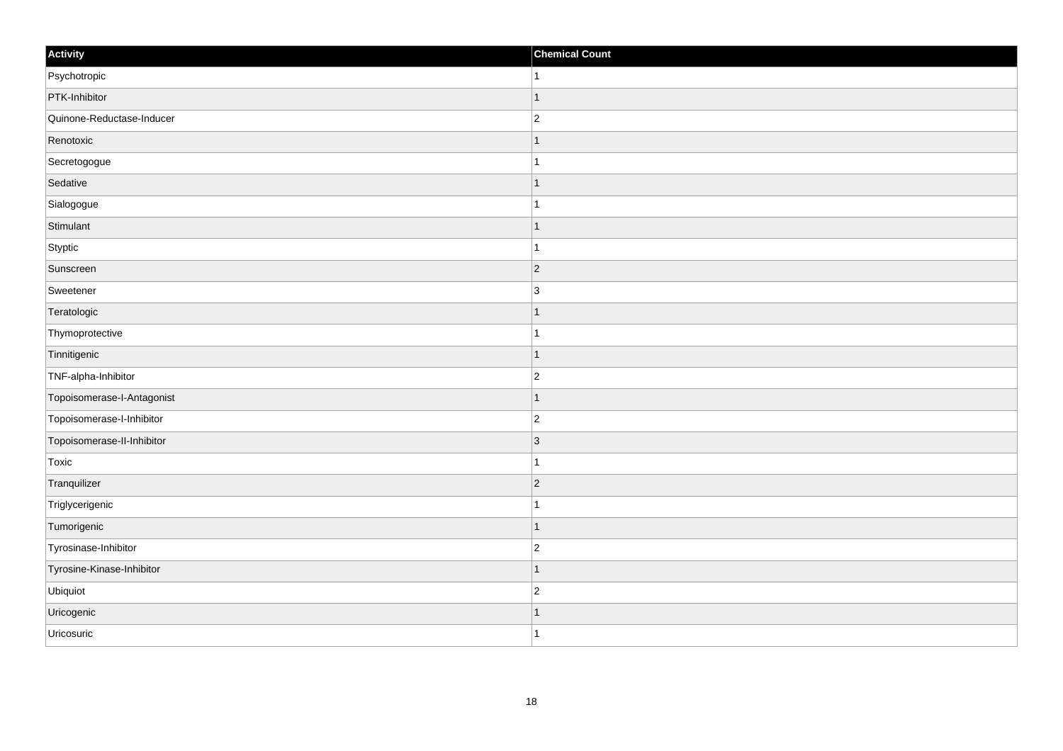| Activity | Chemical Count |
| --- | --- |
| Psychotropic | 1 |
| PTK-Inhibitor | 1 |
| Quinone-Reductase-Inducer | 2 |
| Renotoxic | 1 |
| Secretogogue | 1 |
| Sedative | 1 |
| Sialogogue | 1 |
| Stimulant | 1 |
| Styptic | 1 |
| Sunscreen | 2 |
| Sweetener | 3 |
| Teratologic | 1 |
| Thymoprotective | 1 |
| Tinnitigenic | 1 |
| TNF-alpha-Inhibitor | 2 |
| Topoisomerase-I-Antagonist | 1 |
| Topoisomerase-I-Inhibitor | 2 |
| Topoisomerase-II-Inhibitor | 3 |
| Toxic | 1 |
| Tranquilizer | 2 |
| Triglycerigenic | 1 |
| Tumorigenic | 1 |
| Tyrosinase-Inhibitor | 2 |
| Tyrosine-Kinase-Inhibitor | 1 |
| Ubiquiot | 2 |
| Uricogenic | 1 |
| Uricosuric | 1 |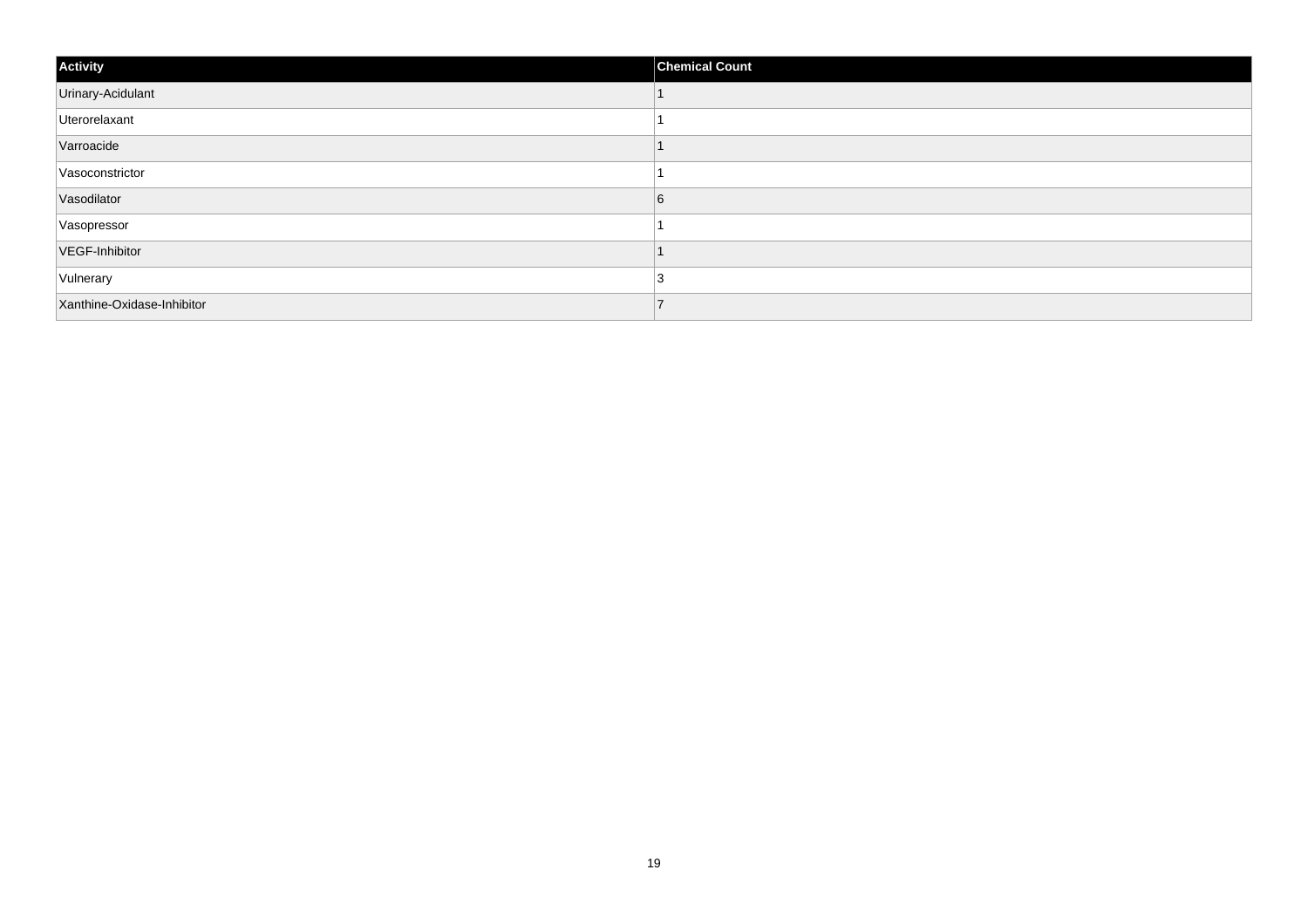| Activity | Chemical Count |
| --- | --- |
| Urinary-Acidulant | 1 |
| Uterorelaxant | 1 |
| Varroacide | 1 |
| Vasoconstrictor | 1 |
| Vasodilator | 6 |
| Vasopressor | 1 |
| VEGF-Inhibitor | 1 |
| Vulnerary | 3 |
| Xanthine-Oxidase-Inhibitor | 7 |